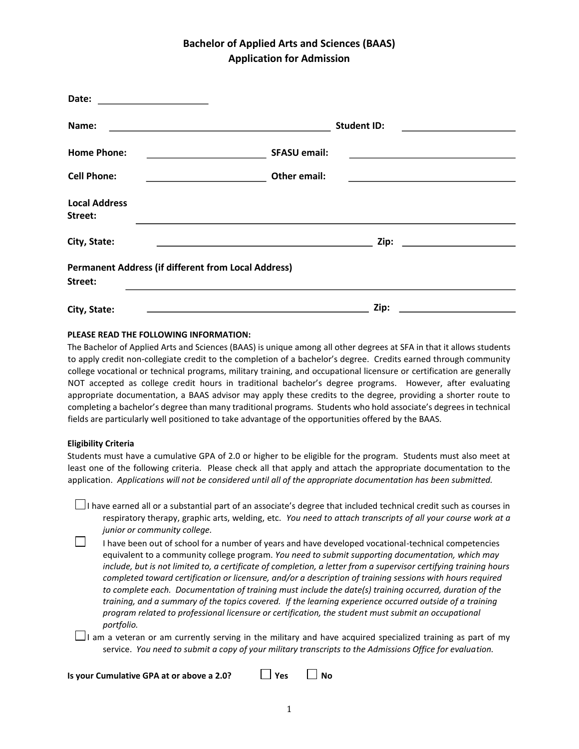# Bachelor of Applied Arts and Sciences (BAAS)
## Application for Admission

**Date:** ____________________

**Name:** ________________________________________ **Student ID:** ____________________

**Home Phone:** ____________________ **SFASU email:** ______________________________

**Cell Phone:** ____________________ **Other email:** ______________________________

**Local Address**
**Street:** ____________________________________________________________

**City, State:** ________________________________________ **Zip:** ____________________

**Permanent Address (if different from Local Address)**
**Street:** ____________________________________________________________

**City, State:** ________________________________________ **Zip:** ____________________

**PLEASE READ THE FOLLOWING INFORMATION:**

The Bachelor of Applied Arts and Sciences (BAAS) is unique among all other degrees at SFA in that it allows students to apply credit non-collegiate credit to the completion of a bachelor's degree. Credits earned through community college vocational or technical programs, military training, and occupational licensure or certification are generally NOT accepted as college credit hours in traditional bachelor's degree programs. However, after evaluating appropriate documentation, a BAAS advisor may apply these credits to the degree, providing a shorter route to completing a bachelor's degree than many traditional programs. Students who hold associate's degrees in technical fields are particularly well positioned to take advantage of the opportunities offered by the BAAS.

**Eligibility Criteria**

Students must have a cumulative GPA of 2.0 or higher to be eligible for the program. Students must also meet at least one of the following criteria. Please check all that apply and attach the appropriate documentation to the application. *Applications will not be considered until all of the appropriate documentation has been submitted.*

- ☐ I have earned all or a substantial part of an associate's degree that included technical credit such as courses in respiratory therapy, graphic arts, welding, etc. *You need to attach transcripts of all your course work at a junior or community college.*
- ☐ I have been out of school for a number of years and have developed vocational-technical competencies equivalent to a community college program. *You need to submit supporting documentation, which may include, but is not limited to, a certificate of completion, a letter from a supervisor certifying training hours completed toward certification or licensure, and/or a description of training sessions with hours required to complete each. Documentation of training must include the date(s) training occurred, duration of the training, and a summary of the topics covered. If the learning experience occurred outside of a training program related to professional licensure or certification, the student must submit an occupational portfolio.*
- ☐ I am a veteran or am currently serving in the military and have acquired specialized training as part of my service. *You need to submit a copy of your military transcripts to the Admissions Office for evaluation.*

**Is your Cumulative GPA at or above a 2.0?** ☐ **Yes** ☐ **No**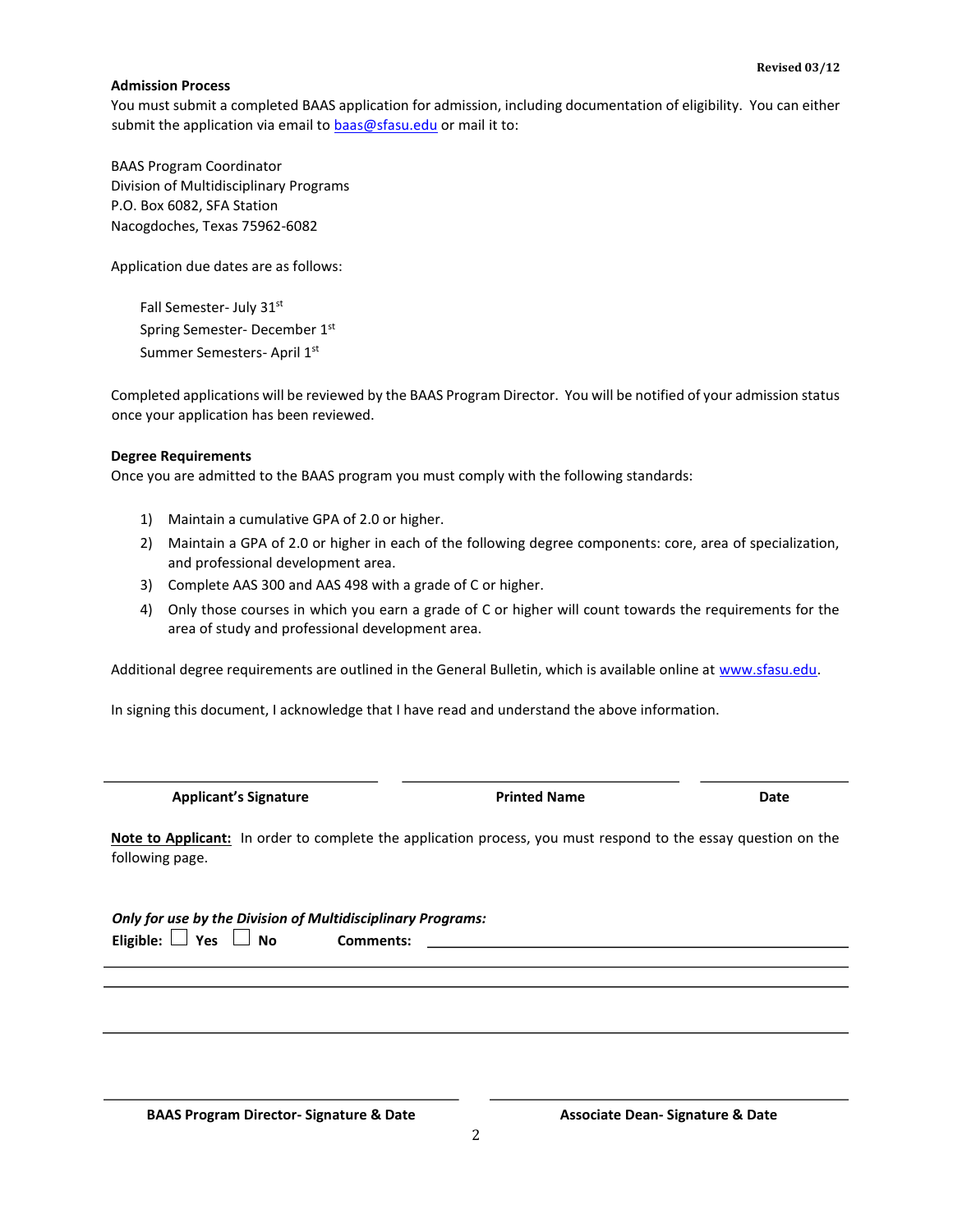Revised 03/12

**Admission Process**

You must submit a completed BAAS application for admission, including documentation of eligibility. You can either submit the application via email to [baas@sfasu.edu](mailto:baas@sfasu.edu) or mail it to:

BAAS Program Coordinator
Division of Multidisciplinary Programs
P.O. Box 6082, SFA Station
Nacogdoches, Texas 75962-6082

Application due dates are as follows:

Fall Semester- July 31st
Spring Semester- December 1st
Summer Semesters- April 1st

Completed applications will be reviewed by the BAAS Program Director. You will be notified of your admission status once your application has been reviewed.

**Degree Requirements**

Once you are admitted to the BAAS program you must comply with the following standards:

1) Maintain a cumulative GPA of 2.0 or higher.
2) Maintain a GPA of 2.0 or higher in each of the following degree components: core, area of specialization, and professional development area.
3) Complete AAS 300 and AAS 498 with a grade of C or higher.
4) Only those courses in which you earn a grade of C or higher will count towards the requirements for the area of study and professional development area.

Additional degree requirements are outlined in the General Bulletin, which is available online at [www.sfasu.edu](http://www.sfasu.edu).

In signing this document, I acknowledge that I have read and understand the above information.

______________________________ ______________________________ ______________
**Applicant's Signature** **Printed Name** **Date**

**Note to Applicant:** In order to complete the application process, you must respond to the essay question on the following page.

***Only for use by the Division of Multidisciplinary Programs:***

**Eligible:** ☐ **Yes** ☐ **No** **Comments:** ______________________________________________

______________________________________________________________________

______________________________________________________________________

______________________________________________________________________

______________________________ ______________________________
**BAAS Program Director- Signature & Date** **Associate Dean- Signature & Date**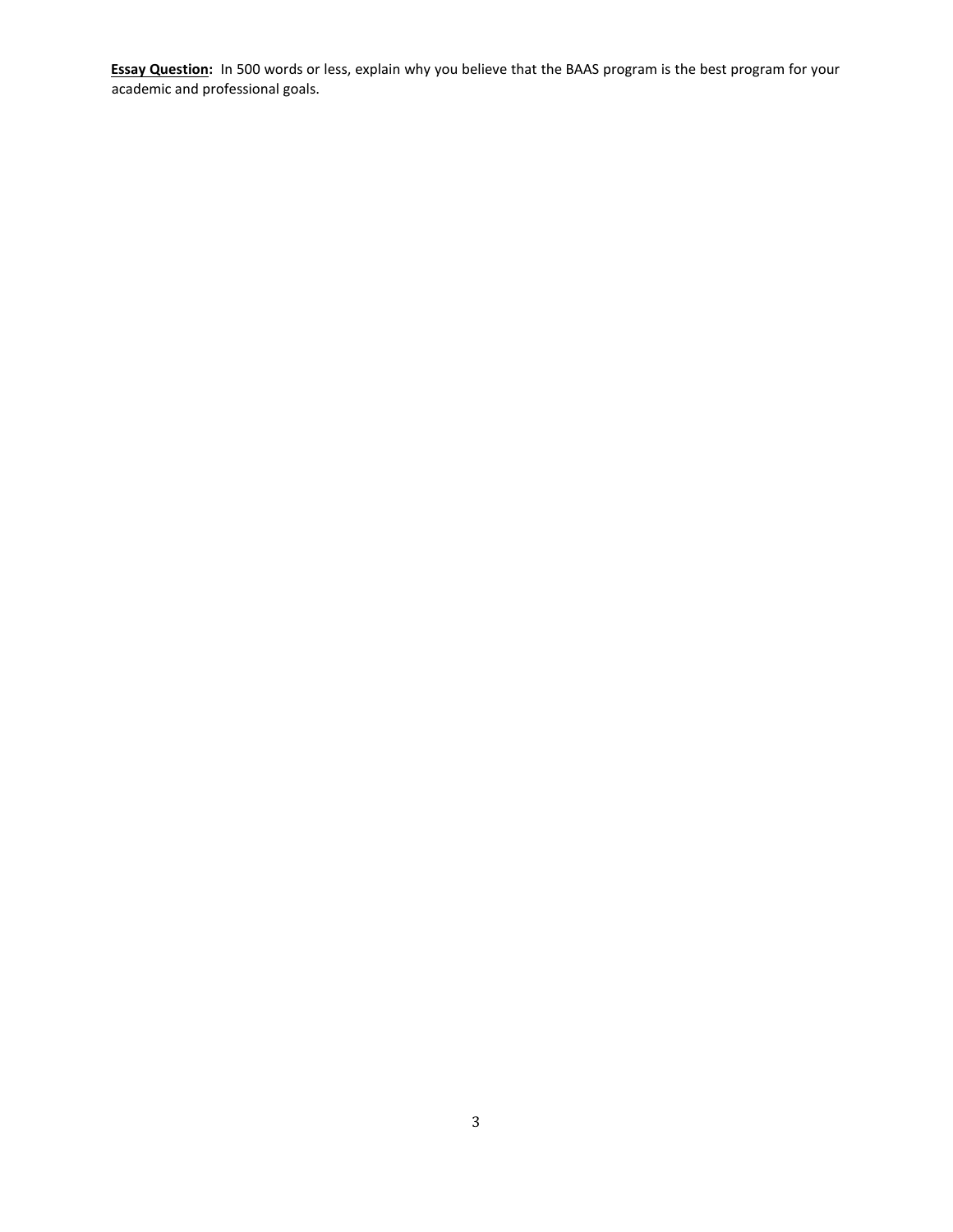**<u>Essay Question</u>:** In 500 words or less, explain why you believe that the BAAS program is the best program for your academic and professional goals.